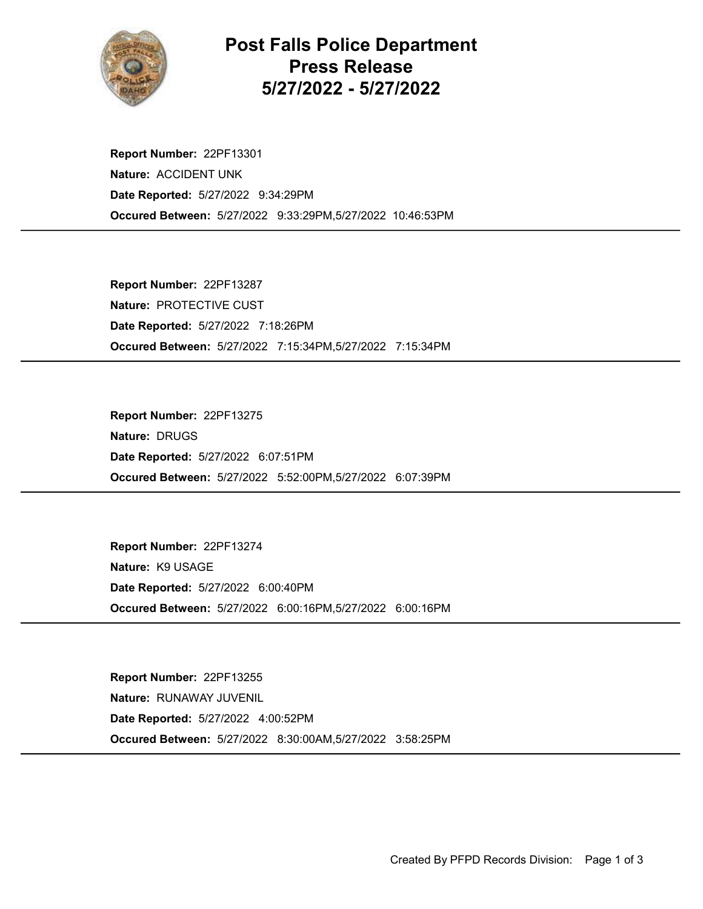# Post Falls Police Department Press Release 5/27/2022 - 5/27/2022

**Report Number:** 22PF13301
**Nature:** ACCIDENT UNK
**Date Reported:** 5/27/2022 9:34:29PM
**Occured Between:** 5/27/2022 9:33:29PM,5/27/2022 10:46:53PM

---

**Report Number:** 22PF13287
**Nature:** PROTECTIVE CUST
**Date Reported:** 5/27/2022 7:18:26PM
**Occured Between:** 5/27/2022 7:15:34PM,5/27/2022 7:15:34PM

---

**Report Number:** 22PF13275
**Nature:** DRUGS
**Date Reported:** 5/27/2022 6:07:51PM
**Occured Between:** 5/27/2022 5:52:00PM,5/27/2022 6:07:39PM

---

**Report Number:** 22PF13274
**Nature:** K9 USAGE
**Date Reported:** 5/27/2022 6:00:40PM
**Occured Between:** 5/27/2022 6:00:16PM,5/27/2022 6:00:16PM

---

**Report Number:** 22PF13255
**Nature:** RUNAWAY JUVENIL
**Date Reported:** 5/27/2022 4:00:52PM
**Occured Between:** 5/27/2022 8:30:00AM,5/27/2022 3:58:25PM

---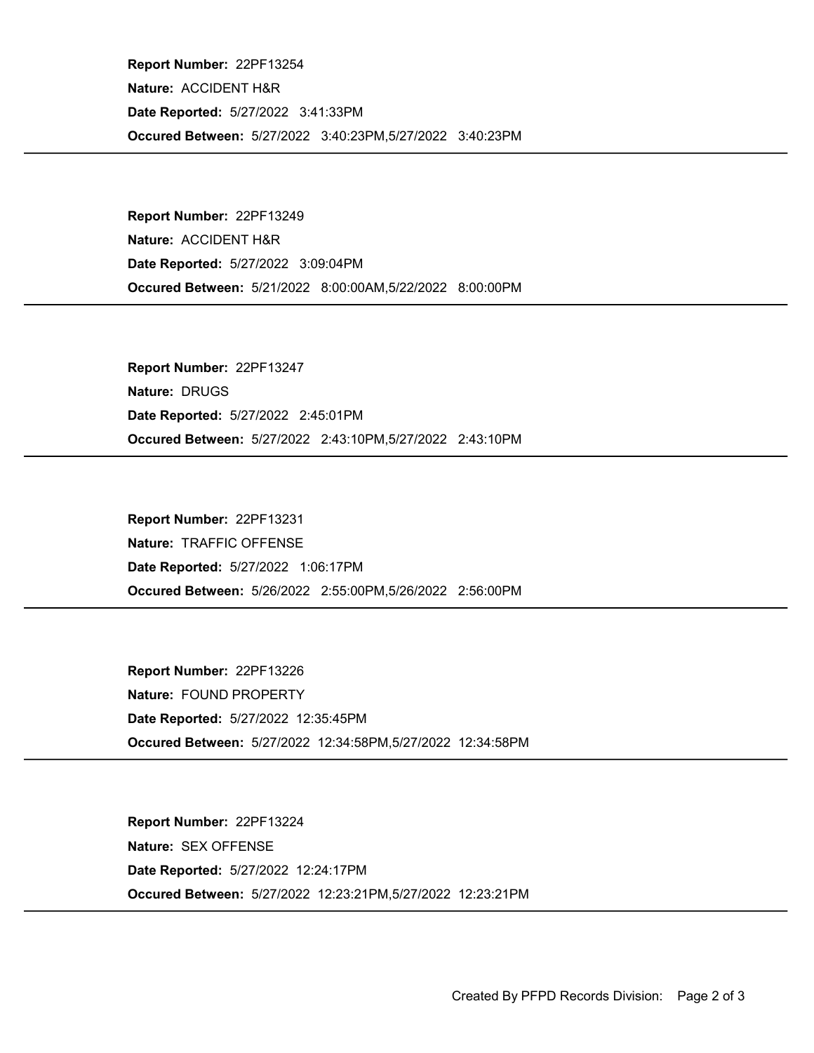**Report Number:** 22PF13254
**Nature:** ACCIDENT H&R
**Date Reported:** 5/27/2022 3:41:33PM
**Occured Between:** 5/27/2022 3:40:23PM,5/27/2022 3:40:23PM

---

**Report Number:** 22PF13249
**Nature:** ACCIDENT H&R
**Date Reported:** 5/27/2022 3:09:04PM
**Occured Between:** 5/21/2022 8:00:00AM,5/22/2022 8:00:00PM

---

**Report Number:** 22PF13247
**Nature:** DRUGS
**Date Reported:** 5/27/2022 2:45:01PM
**Occured Between:** 5/27/2022 2:43:10PM,5/27/2022 2:43:10PM

---

**Report Number:** 22PF13231
**Nature:** TRAFFIC OFFENSE
**Date Reported:** 5/27/2022 1:06:17PM
**Occured Between:** 5/26/2022 2:55:00PM,5/26/2022 2:56:00PM

---

**Report Number:** 22PF13226
**Nature:** FOUND PROPERTY
**Date Reported:** 5/27/2022 12:35:45PM
**Occured Between:** 5/27/2022 12:34:58PM,5/27/2022 12:34:58PM

---

**Report Number:** 22PF13224
**Nature:** SEX OFFENSE
**Date Reported:** 5/27/2022 12:24:17PM
**Occured Between:** 5/27/2022 12:23:21PM,5/27/2022 12:23:21PM

---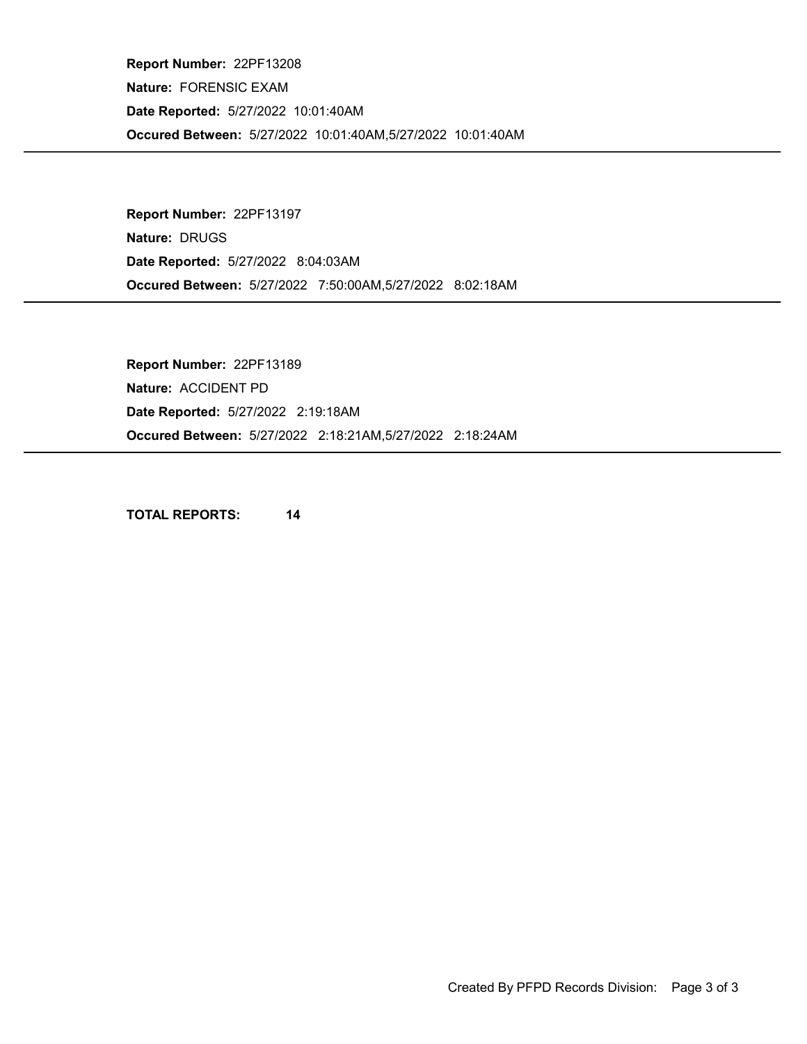**Report Number:** 22PF13208

**Nature:** FORENSIC EXAM

**Date Reported:** 5/27/2022 10:01:40AM

**Occured Between:** 5/27/2022 10:01:40AM,5/27/2022 10:01:40AM

---

**Report Number:** 22PF13197

**Nature:** DRUGS

**Date Reported:** 5/27/2022 8:04:03AM

**Occured Between:** 5/27/2022 7:50:00AM,5/27/2022 8:02:18AM

---

**Report Number:** 22PF13189

**Nature:** ACCIDENT PD

**Date Reported:** 5/27/2022 2:19:18AM

**Occured Between:** 5/27/2022 2:18:21AM,5/27/2022 2:18:24AM

---

**TOTAL REPORTS: 14**